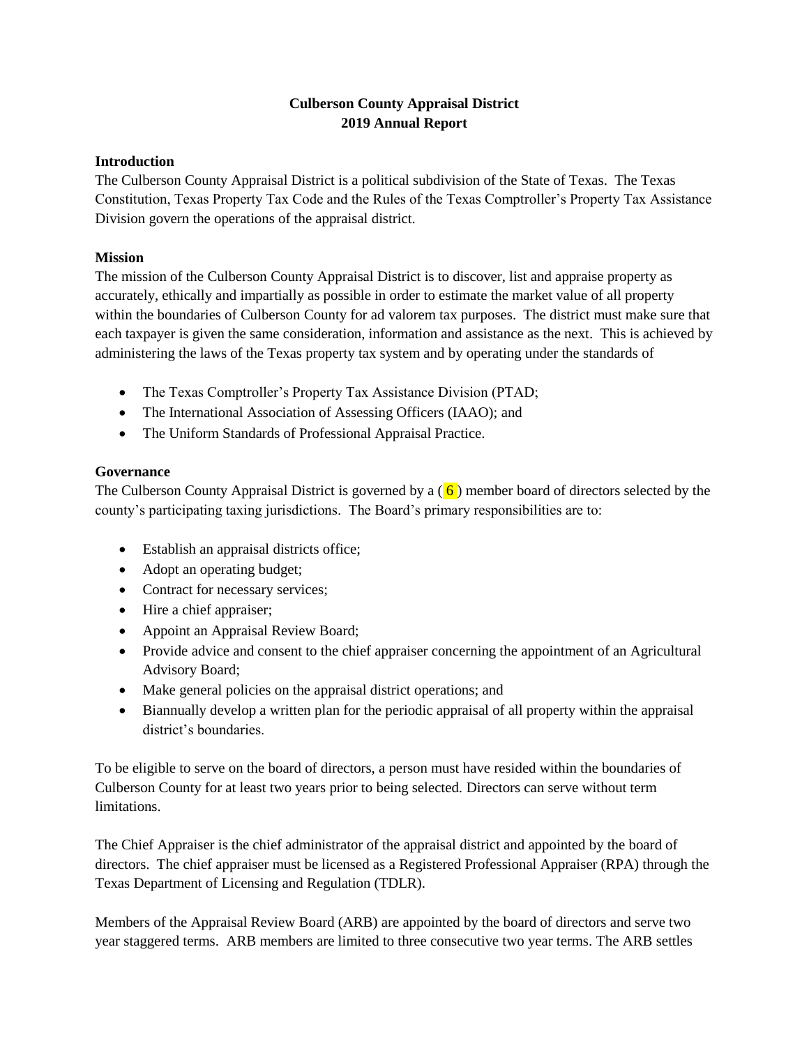# Culberson County Appraisal District
## 2019 Annual Report

### Introduction

The Culberson County Appraisal District is a political subdivision of the State of Texas. The Texas Constitution, Texas Property Tax Code and the Rules of the Texas Comptroller's Property Tax Assistance Division govern the operations of the appraisal district.

### Mission

The mission of the Culberson County Appraisal District is to discover, list and appraise property as accurately, ethically and impartially as possible in order to estimate the market value of all property within the boundaries of Culberson County for ad valorem tax purposes. The district must make sure that each taxpayer is given the same consideration, information and assistance as the next. This is achieved by administering the laws of the Texas property tax system and by operating under the standards of

- The Texas Comptroller's Property Tax Assistance Division (PTAD;
- The International Association of Assessing Officers (IAAO); and
- The Uniform Standards of Professional Appraisal Practice.

### Governance

The Culberson County Appraisal District is governed by a ( 6 ) member board of directors selected by the county's participating taxing jurisdictions. The Board's primary responsibilities are to:

- Establish an appraisal districts office;
- Adopt an operating budget;
- Contract for necessary services;
- Hire a chief appraiser;
- Appoint an Appraisal Review Board;
- Provide advice and consent to the chief appraiser concerning the appointment of an Agricultural Advisory Board;
- Make general policies on the appraisal district operations; and
- Biannually develop a written plan for the periodic appraisal of all property within the appraisal district's boundaries.

To be eligible to serve on the board of directors, a person must have resided within the boundaries of Culberson County for at least two years prior to being selected. Directors can serve without term limitations.

The Chief Appraiser is the chief administrator of the appraisal district and appointed by the board of directors. The chief appraiser must be licensed as a Registered Professional Appraiser (RPA) through the Texas Department of Licensing and Regulation (TDLR).

Members of the Appraisal Review Board (ARB) are appointed by the board of directors and serve two year staggered terms. ARB members are limited to three consecutive two year terms. The ARB settles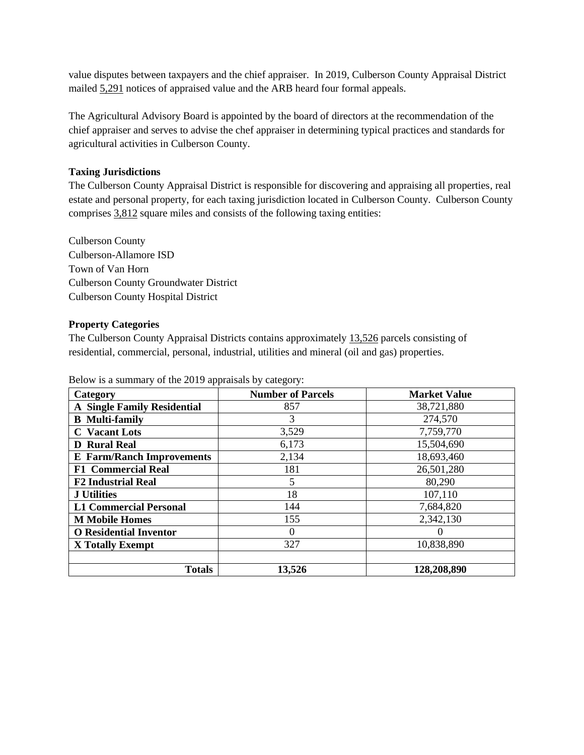value disputes between taxpayers and the chief appraiser. In 2019, Culberson County Appraisal District mailed 5,291 notices of appraised value and the ARB heard four formal appeals.

The Agricultural Advisory Board is appointed by the board of directors at the recommendation of the chief appraiser and serves to advise the chef appraiser in determining typical practices and standards for agricultural activities in Culberson County.

**Taxing Jurisdictions**

The Culberson County Appraisal District is responsible for discovering and appraising all properties, real estate and personal property, for each taxing jurisdiction located in Culberson County. Culberson County comprises 3,812 square miles and consists of the following taxing entities:

Culberson County
Culberson-Allamore ISD
Town of Van Horn
Culberson County Groundwater District
Culberson County Hospital District

**Property Categories**

The Culberson County Appraisal Districts contains approximately 13,526 parcels consisting of residential, commercial, personal, industrial, utilities and mineral (oil and gas) properties.

Below is a summary of the 2019 appraisals by category:

| Category | Number of Parcels | Market Value |
|---|---|---|
| **A Single Family Residential** | 857 | 38,721,880 |
| **B Multi-family** | 3 | 274,570 |
| **C Vacant Lots** | 3,529 | 7,759,770 |
| **D Rural Real** | 6,173 | 15,504,690 |
| **E Farm/Ranch Improvements** | 2,134 | 18,693,460 |
| **F1 Commercial Real** | 181 | 26,501,280 |
| **F2 Industrial Real** | 5 | 80,290 |
| **J Utilities** | 18 | 107,110 |
| **L1 Commercial Personal** | 144 | 7,684,820 |
| **M Mobile Homes** | 155 | 2,342,130 |
| **O Residential Inventor** | 0 | 0 |
| **X Totally Exempt** | 327 | 10,838,890 |
| | | |
| **Totals** | **13,526** | **128,208,890** |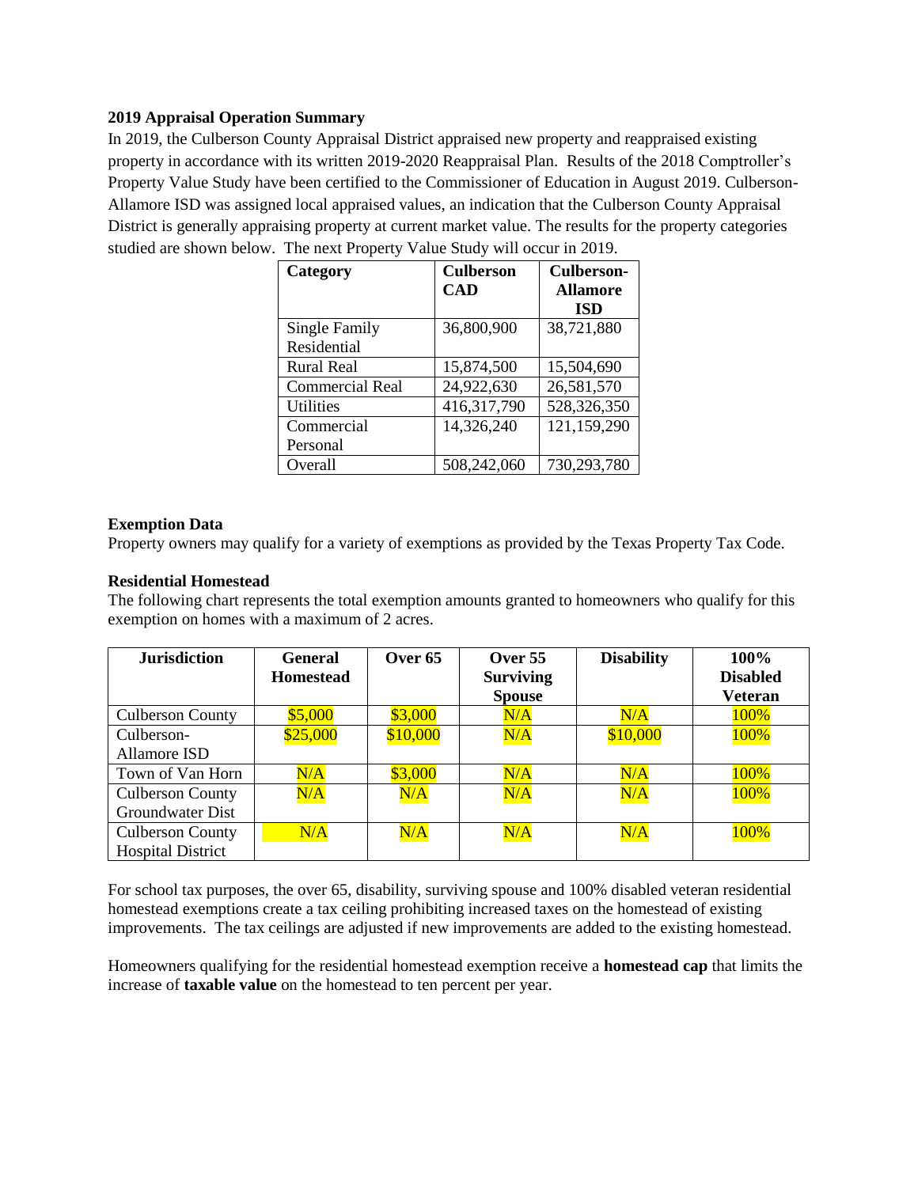**2019 Appraisal Operation Summary**

In 2019, the Culberson County Appraisal District appraised new property and reappraised existing property in accordance with its written 2019-2020 Reappraisal Plan. Results of the 2018 Comptroller's Property Value Study have been certified to the Commissioner of Education in August 2019. Culberson-Allamore ISD was assigned local appraised values, an indication that the Culberson County Appraisal District is generally appraising property at current market value. The results for the property categories studied are shown below. The next Property Value Study will occur in 2019.

| Category | Culberson CAD | Culberson-Allamore ISD |
|---|---|---|
| Single Family Residential | 36,800,900 | 38,721,880 |
| Rural Real | 15,874,500 | 15,504,690 |
| Commercial Real | 24,922,630 | 26,581,570 |
| Utilities | 416,317,790 | 528,326,350 |
| Commercial Personal | 14,326,240 | 121,159,290 |
| Overall | 508,242,060 | 730,293,780 |

**Exemption Data**

Property owners may qualify for a variety of exemptions as provided by the Texas Property Tax Code.

**Residential Homestead**

The following chart represents the total exemption amounts granted to homeowners who qualify for this exemption on homes with a maximum of 2 acres.

| Jurisdiction | General Homestead | Over 65 | Over 55 Surviving Spouse | Disability | 100% Disabled Veteran |
|---|---|---|---|---|---|
| Culberson County | $5,000 | $3,000 | N/A | N/A | 100% |
| Culberson-Allamore ISD | $25,000 | $10,000 | N/A | $10,000 | 100% |
| Town of Van Horn | N/A | $3,000 | N/A | N/A | 100% |
| Culberson County Groundwater Dist | N/A | N/A | N/A | N/A | 100% |
| Culberson County Hospital District | N/A | N/A | N/A | N/A | 100% |

For school tax purposes, the over 65, disability, surviving spouse and 100% disabled veteran residential homestead exemptions create a tax ceiling prohibiting increased taxes on the homestead of existing improvements. The tax ceilings are adjusted if new improvements are added to the existing homestead.

Homeowners qualifying for the residential homestead exemption receive a **homestead cap** that limits the increase of **taxable value** on the homestead to ten percent per year.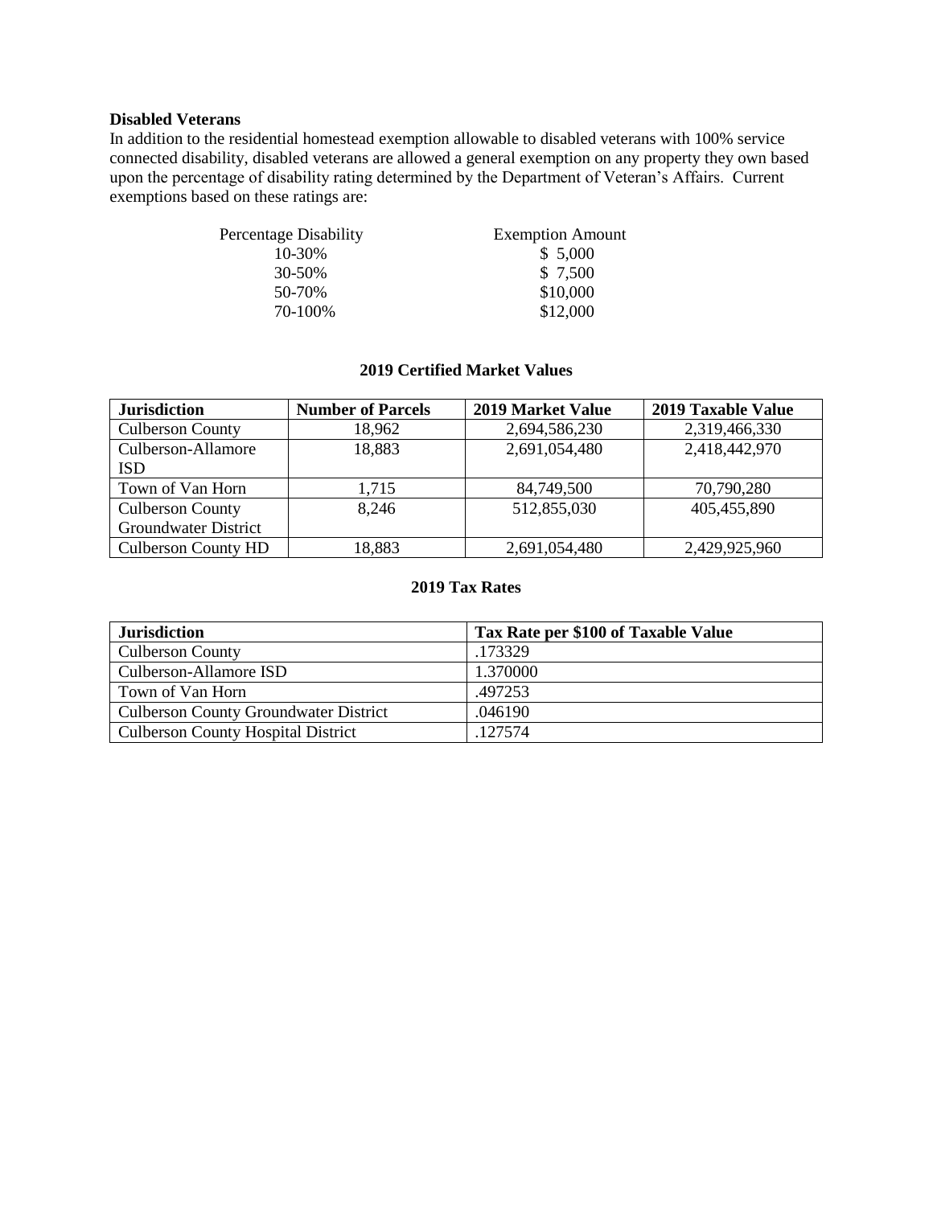**Disabled Veterans**

In addition to the residential homestead exemption allowable to disabled veterans with 100% service connected disability, disabled veterans are allowed a general exemption on any property they own based upon the percentage of disability rating determined by the Department of Veteran's Affairs. Current exemptions based on these ratings are:

| Percentage Disability | Exemption Amount |
|---|---|
| 10-30% | $ 5,000 |
| 30-50% | $ 7,500 |
| 50-70% | $10,000 |
| 70-100% | $12,000 |

### 2019 Certified Market Values

| Jurisdiction | Number of Parcels | 2019 Market Value | 2019 Taxable Value |
|---|---|---|---|
| Culberson County | 18,962 | 2,694,586,230 | 2,319,466,330 |
| Culberson-Allamore ISD | 18,883 | 2,691,054,480 | 2,418,442,970 |
| Town of Van Horn | 1,715 | 84,749,500 | 70,790,280 |
| Culberson County Groundwater District | 8,246 | 512,855,030 | 405,455,890 |
| Culberson County HD | 18,883 | 2,691,054,480 | 2,429,925,960 |

### 2019 Tax Rates

| Jurisdiction | Tax Rate per $100 of Taxable Value |
|---|---|
| Culberson County | .173329 |
| Culberson-Allamore ISD | 1.370000 |
| Town of Van Horn | .497253 |
| Culberson County Groundwater District | .046190 |
| Culberson County Hospital District | .127574 |